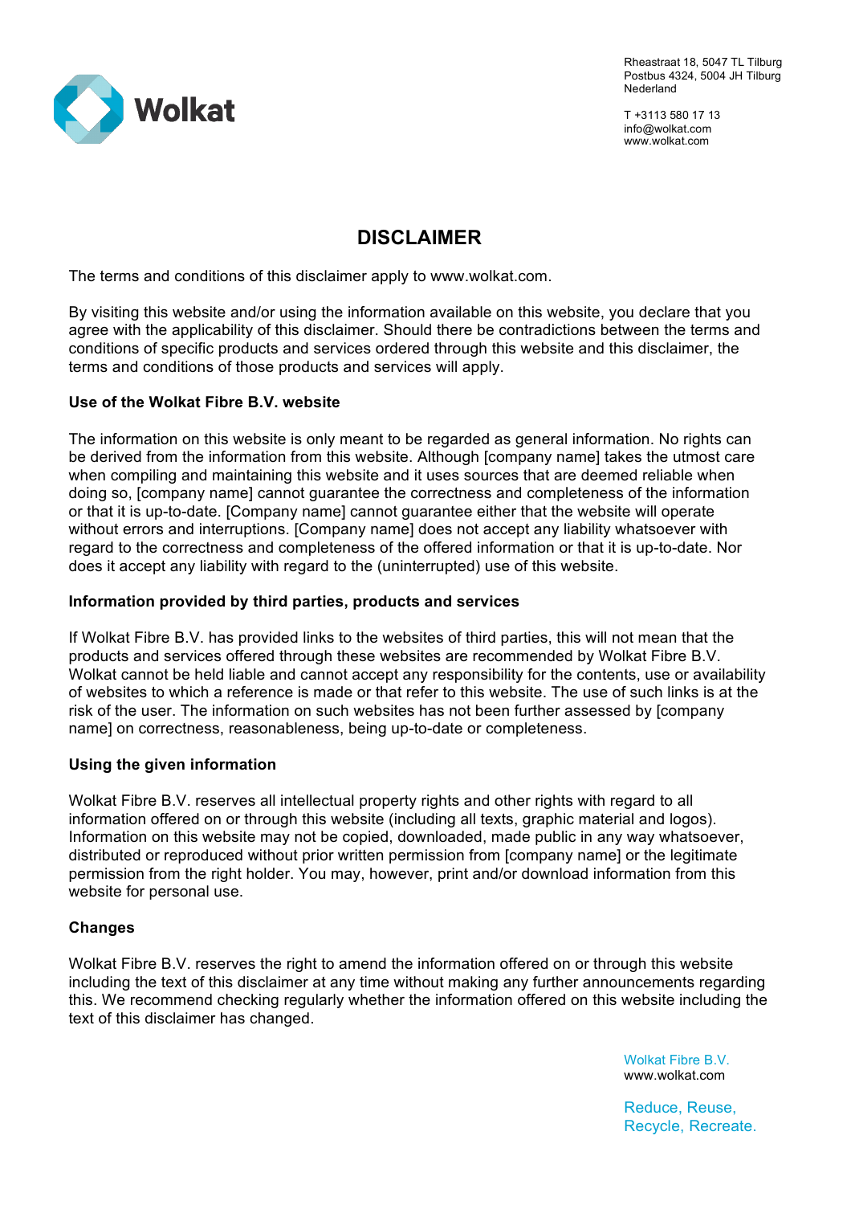Wolkat

Rheastraat 18, 5047 TL Tilburg
Postbus 4324, 5004 JH Tilburg
Nederland

T +3113 580 17 13
info@wolkat.com
www.wolkat.com

# DISCLAIMER

The terms and conditions of this disclaimer apply to www.wolkat.com.

By visiting this website and/or using the information available on this website, you declare that you agree with the applicability of this disclaimer. Should there be contradictions between the terms and conditions of specific products and services ordered through this website and this disclaimer, the terms and conditions of those products and services will apply.

**Use of the Wolkat Fibre B.V. website**

The information on this website is only meant to be regarded as general information. No rights can be derived from the information from this website. Although [company name] takes the utmost care when compiling and maintaining this website and it uses sources that are deemed reliable when doing so, [company name] cannot guarantee the correctness and completeness of the information or that it is up-to-date. [Company name] cannot guarantee either that the website will operate without errors and interruptions. [Company name] does not accept any liability whatsoever with regard to the correctness and completeness of the offered information or that it is up-to-date. Nor does it accept any liability with regard to the (uninterrupted) use of this website.

**Information provided by third parties, products and services**

If Wolkat Fibre B.V. has provided links to the websites of third parties, this will not mean that the products and services offered through these websites are recommended by Wolkat Fibre B.V. Wolkat cannot be held liable and cannot accept any responsibility for the contents, use or availability of websites to which a reference is made or that refer to this website. The use of such links is at the risk of the user. The information on such websites has not been further assessed by [company name] on correctness, reasonableness, being up-to-date or completeness.

**Using the given information**

Wolkat Fibre B.V. reserves all intellectual property rights and other rights with regard to all information offered on or through this website (including all texts, graphic material and logos). Information on this website may not be copied, downloaded, made public in any way whatsoever, distributed or reproduced without prior written permission from [company name] or the legitimate permission from the right holder. You may, however, print and/or download information from this website for personal use.

**Changes**

Wolkat Fibre B.V. reserves the right to amend the information offered on or through this website including the text of this disclaimer at any time without making any further announcements regarding this. We recommend checking regularly whether the information offered on this website including the text of this disclaimer has changed.

Wolkat Fibre B.V.
www.wolkat.com

Reduce, Reuse,
Recycle, Recreate.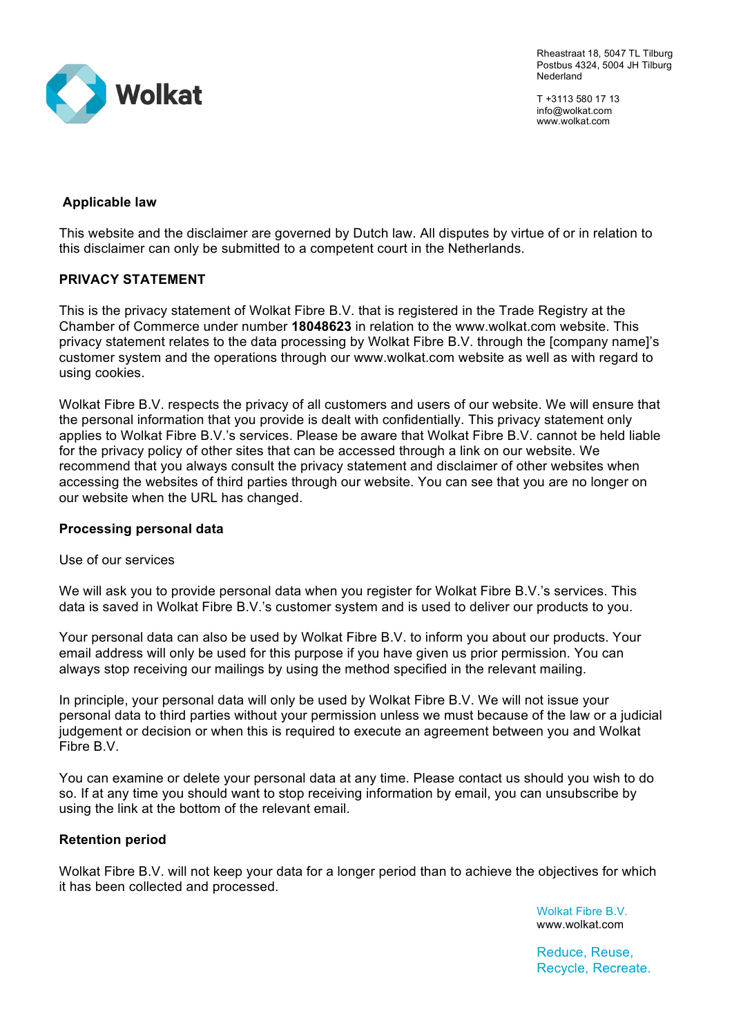## Applicable law

This website and the disclaimer are governed by Dutch law. All disputes by virtue of or in relation to this disclaimer can only be submitted to a competent court in the Netherlands.

## PRIVACY STATEMENT

This is the privacy statement of Wolkat Fibre B.V. that is registered in the Trade Registry at the Chamber of Commerce under number **18048623** in relation to the www.wolkat.com website. This privacy statement relates to the data processing by Wolkat Fibre B.V. through the [company name]'s customer system and the operations through our www.wolkat.com website as well as with regard to using cookies.

Wolkat Fibre B.V. respects the privacy of all customers and users of our website. We will ensure that the personal information that you provide is dealt with confidentially. This privacy statement only applies to Wolkat Fibre B.V.'s services. Please be aware that Wolkat Fibre B.V. cannot be held liable for the privacy policy of other sites that can be accessed through a link on our website. We recommend that you always consult the privacy statement and disclaimer of other websites when accessing the websites of third parties through our website. You can see that you are no longer on our website when the URL has changed.

### Processing personal data

Use of our services

We will ask you to provide personal data when you register for Wolkat Fibre B.V.'s services. This data is saved in Wolkat Fibre B.V.'s customer system and is used to deliver our products to you.

Your personal data can also be used by Wolkat Fibre B.V. to inform you about our products. Your email address will only be used for this purpose if you have given us prior permission. You can always stop receiving our mailings by using the method specified in the relevant mailing.

In principle, your personal data will only be used by Wolkat Fibre B.V. We will not issue your personal data to third parties without your permission unless we must because of the law or a judicial judgement or decision or when this is required to execute an agreement between you and Wolkat Fibre B.V.

You can examine or delete your personal data at any time. Please contact us should you wish to do so. If at any time you should want to stop receiving information by email, you can unsubscribe by using the link at the bottom of the relevant email.

### Retention period

Wolkat Fibre B.V. will not keep your data for a longer period than to achieve the objectives for which it has been collected and processed.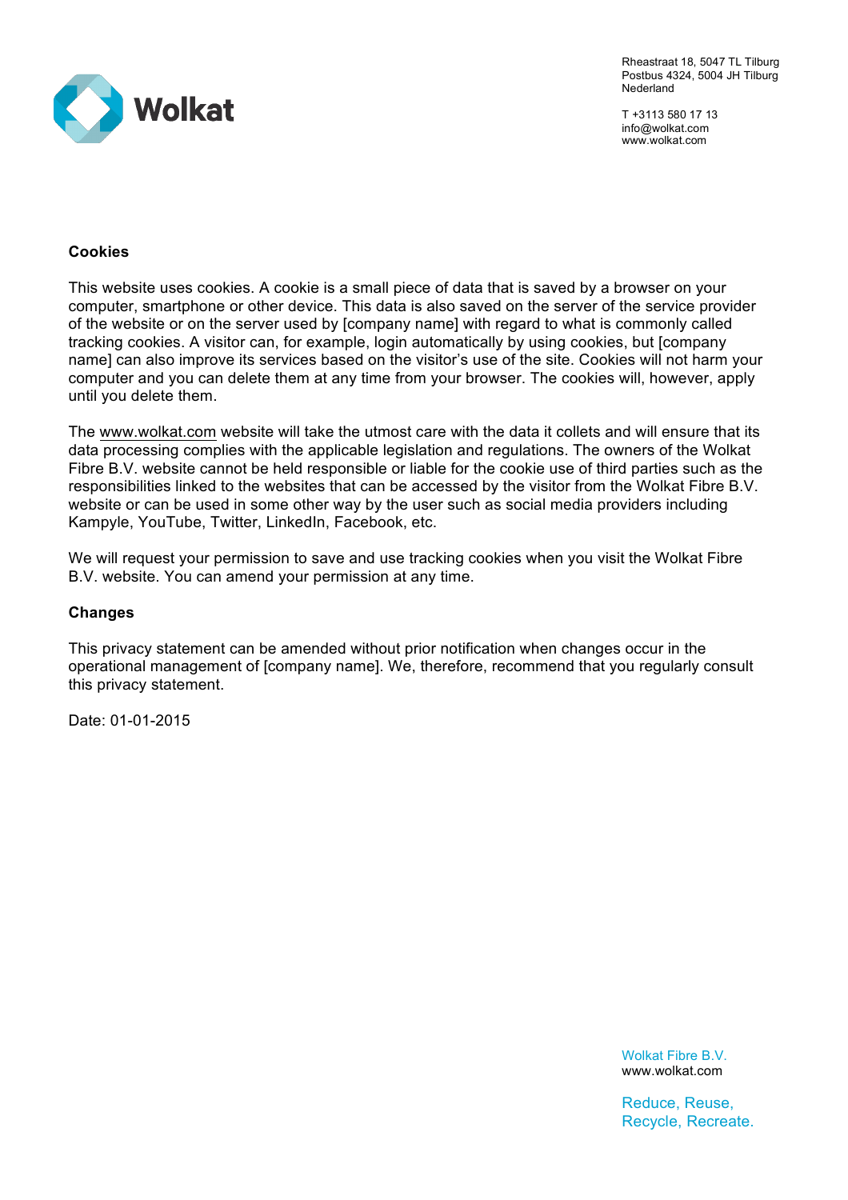**Cookies**

This website uses cookies. A cookie is a small piece of data that is saved by a browser on your computer, smartphone or other device. This data is also saved on the server of the service provider of the website or on the server used by [company name] with regard to what is commonly called tracking cookies. A visitor can, for example, login automatically by using cookies, but [company name] can also improve its services based on the visitor's use of the site. Cookies will not harm your computer and you can delete them at any time from your browser. The cookies will, however, apply until you delete them.

The www.wolkat.com website will take the utmost care with the data it collets and will ensure that its data processing complies with the applicable legislation and regulations. The owners of the Wolkat Fibre B.V. website cannot be held responsible or liable for the cookie use of third parties such as the responsibilities linked to the websites that can be accessed by the visitor from the Wolkat Fibre B.V. website or can be used in some other way by the user such as social media providers including Kampyle, YouTube, Twitter, LinkedIn, Facebook, etc.

We will request your permission to save and use tracking cookies when you visit the Wolkat Fibre B.V. website. You can amend your permission at any time.

**Changes**

This privacy statement can be amended without prior notification when changes occur in the operational management of [company name]. We, therefore, recommend that you regularly consult this privacy statement.

Date: 01-01-2015